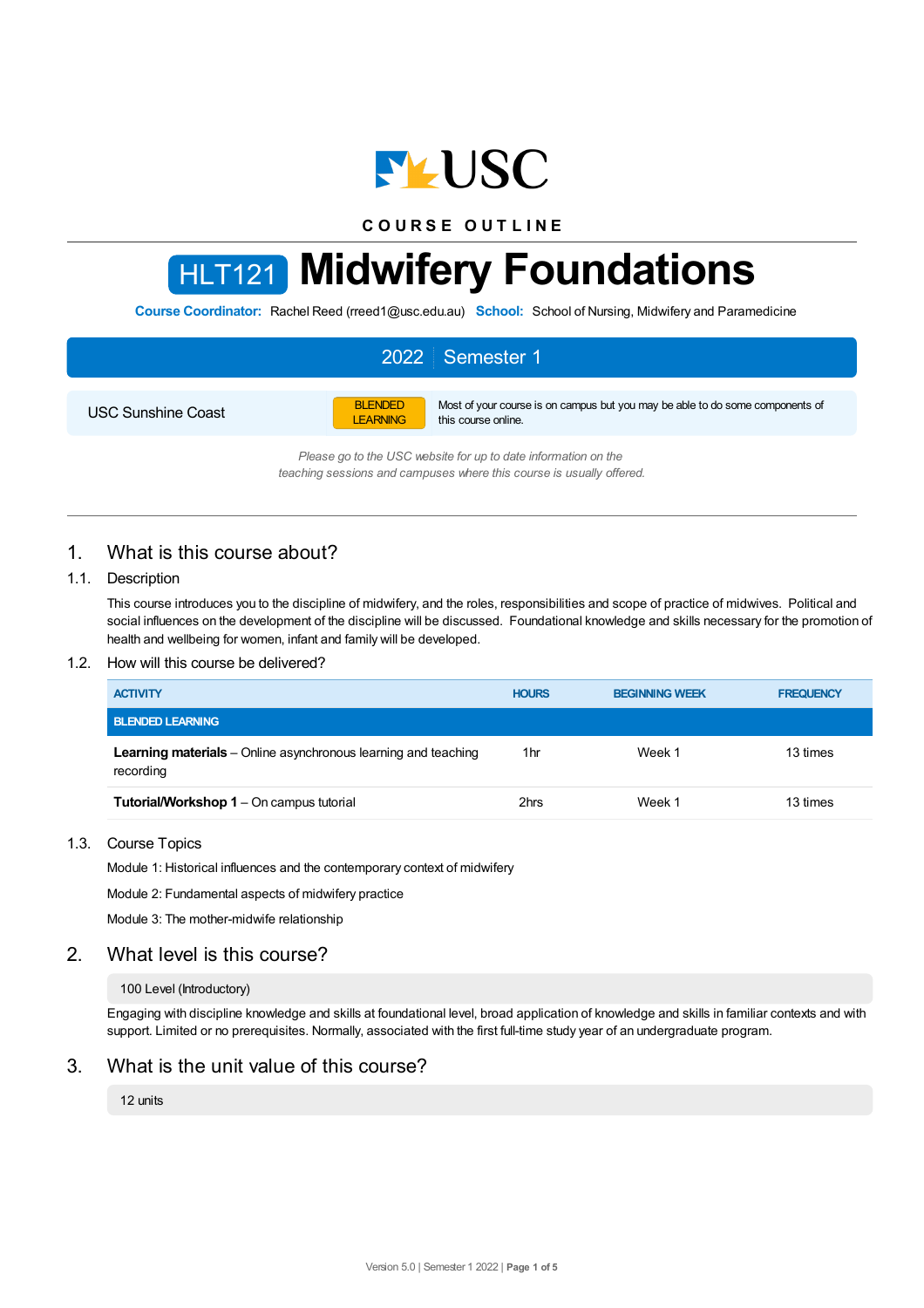USC

**COURSE OUTLINE**

# HLT121 Midwifery Foundations

**Course Coordinator:** Rachel Reed (rreed1@usc.edu.au) **School:** School of Nursing, Midwifery and Paramedicine

## 2022 | Semester 1

| | | |
|---|---|---|
| USC Sunshine Coast | BLENDED LEARNING | Most of your course is on campus but you may be able to do some components of this course online. |

*Please go to the USC website for up to date information on the teaching sessions and campuses where this course is usually offered.*

## 1. What is this course about?

### 1.1. Description

This course introduces you to the discipline of midwifery, and the roles, responsibilities and scope of practice of midwives. Political and social influences on the development of the discipline will be discussed. Foundational knowledge and skills necessary for the promotion of health and wellbeing for women, infant and family will be developed.

### 1.2. How will this course be delivered?

| ACTIVITY | HOURS | BEGINNING WEEK | FREQUENCY |
|---|---|---|---|
| **BLENDED LEARNING** | | | |
| **Learning materials** – Online asynchronous learning and teaching recording | 1hr | Week 1 | 13 times |
| **Tutorial/Workshop 1** – On campus tutorial | 2hrs | Week 1 | 13 times |

### 1.3. Course Topics

Module 1: Historical influences and the contemporary context of midwifery

Module 2: Fundamental aspects of midwifery practice

Module 3: The mother-midwife relationship

## 2. What level is this course?

100 Level (Introductory)

Engaging with discipline knowledge and skills at foundational level, broad application of knowledge and skills in familiar contexts and with support. Limited or no prerequisites. Normally, associated with the first full-time study year of an undergraduate program.

## 3. What is the unit value of this course?

12 units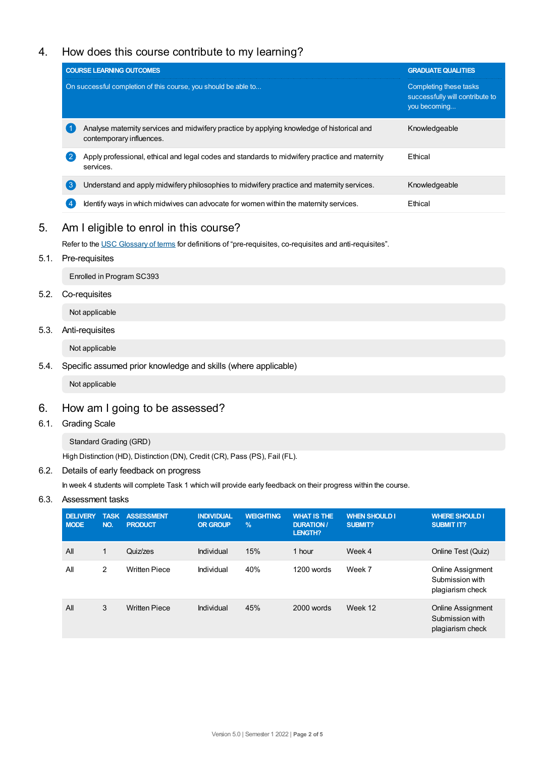## 4. How does this course contribute to my learning?

| COURSE LEARNING OUTCOMES<br>On successful completion of this course, you should be able to... | GRADUATE QUALITIES<br>Completing these tasks successfully will contribute to you becoming... |
|---|---|
| 1 Analyse maternity services and midwifery practice by applying knowledge of historical and contemporary influences. | Knowledgeable |
| 2 Apply professional, ethical and legal codes and standards to midwifery practice and maternity services. | Ethical |
| 3 Understand and apply midwifery philosophies to midwifery practice and maternity services. | Knowledgeable |
| 4 Identify ways in which midwives can advocate for women within the maternity services. | Ethical |

## 5. Am I eligible to enrol in this course?

Refer to the USC Glossary of terms for definitions of "pre-requisites, co-requisites and anti-requisites".

### 5.1. Pre-requisites

Enrolled in Program SC393

### 5.2. Co-requisites

Not applicable

### 5.3. Anti-requisites

Not applicable

### 5.4. Specific assumed prior knowledge and skills (where applicable)

Not applicable

## 6. How am I going to be assessed?

### 6.1. Grading Scale

Standard Grading (GRD)

High Distinction (HD), Distinction (DN), Credit (CR), Pass (PS), Fail (FL).

### 6.2. Details of early feedback on progress

In week 4 students will complete Task 1 which will provide early feedback on their progress within the course.

### 6.3. Assessment tasks

| DELIVERY MODE | TASK NO. | ASSESSMENT PRODUCT | INDIVIDUAL OR GROUP | WEIGHTING % | WHAT IS THE DURATION / LENGTH? | WHEN SHOULD I SUBMIT? | WHERE SHOULD I SUBMIT IT? |
|---|---|---|---|---|---|---|---|
| All | 1 | Quiz/zes | Individual | 15% | 1 hour | Week 4 | Online Test (Quiz) |
| All | 2 | Written Piece | Individual | 40% | 1200 words | Week 7 | Online Assignment Submission with plagiarism check |
| All | 3 | Written Piece | Individual | 45% | 2000 words | Week 12 | Online Assignment Submission with plagiarism check |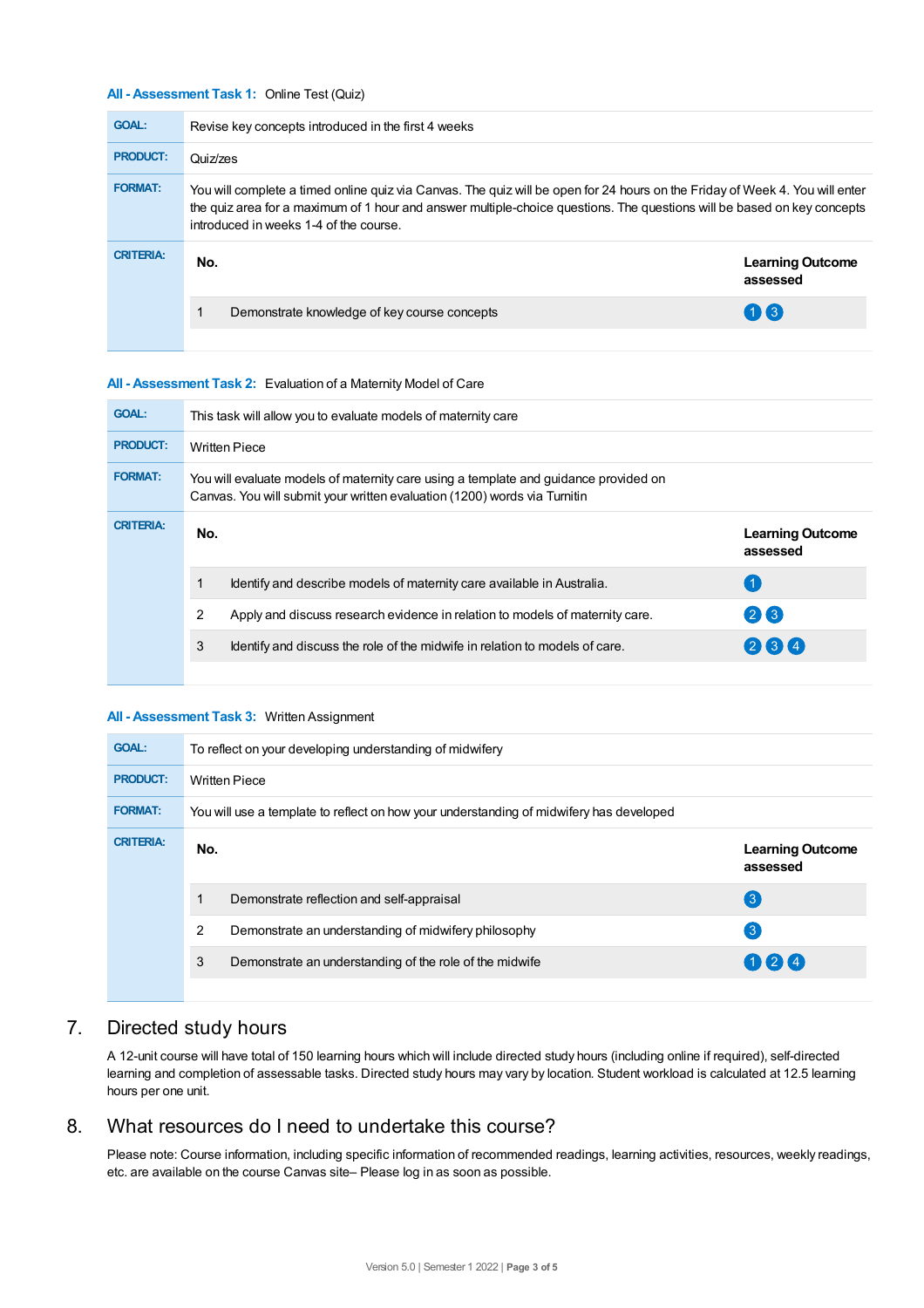**All - Assessment Task 1:** Online Test (Quiz)

| | |
|---|---|
| **GOAL:** | Revise key concepts introduced in the first 4 weeks |
| **PRODUCT:** | Quiz/zes |
| **FORMAT:** | You will complete a timed online quiz via Canvas. The quiz will be open for 24 hours on the Friday of Week 4. You will enter the quiz area for a maximum of 1 hour and answer multiple-choice questions. The questions will be based on key concepts introduced in weeks 1-4 of the course. |

**CRITERIA:**

| No. | | Learning Outcome assessed |
|---|---|---|
| 1 | Demonstrate knowledge of key course concepts | 1 3 |

**All - Assessment Task 2:** Evaluation of a Maternity Model of Care

| | |
|---|---|
| **GOAL:** | This task will allow you to evaluate models of maternity care |
| **PRODUCT:** | Written Piece |
| **FORMAT:** | You will evaluate models of maternity care using a template and guidance provided on Canvas. You will submit your written evaluation (1200) words via Turnitin |

**CRITERIA:**

| No. | | Learning Outcome assessed |
|---|---|---|
| 1 | Identify and describe models of maternity care available in Australia. | 1 |
| 2 | Apply and discuss research evidence in relation to models of maternity care. | 2 3 |
| 3 | Identify and discuss the role of the midwife in relation to models of care. | 2 3 4 |

**All - Assessment Task 3:** Written Assignment

| | |
|---|---|
| **GOAL:** | To reflect on your developing understanding of midwifery |
| **PRODUCT:** | Written Piece |
| **FORMAT:** | You will use a template to reflect on how your understanding of midwifery has developed |

**CRITERIA:**

| No. | | Learning Outcome assessed |
|---|---|---|
| 1 | Demonstrate reflection and self-appraisal | 3 |
| 2 | Demonstrate an understanding of midwifery philosophy | 3 |
| 3 | Demonstrate an understanding of the role of the midwife | 1 2 4 |

## 7. Directed study hours

A 12-unit course will have total of 150 learning hours which will include directed study hours (including online if required), self-directed learning and completion of assessable tasks. Directed study hours may vary by location. Student workload is calculated at 12.5 learning hours per one unit.

## 8. What resources do I need to undertake this course?

Please note: Course information, including specific information of recommended readings, learning activities, resources, weekly readings, etc. are available on the course Canvas site– Please log in as soon as possible.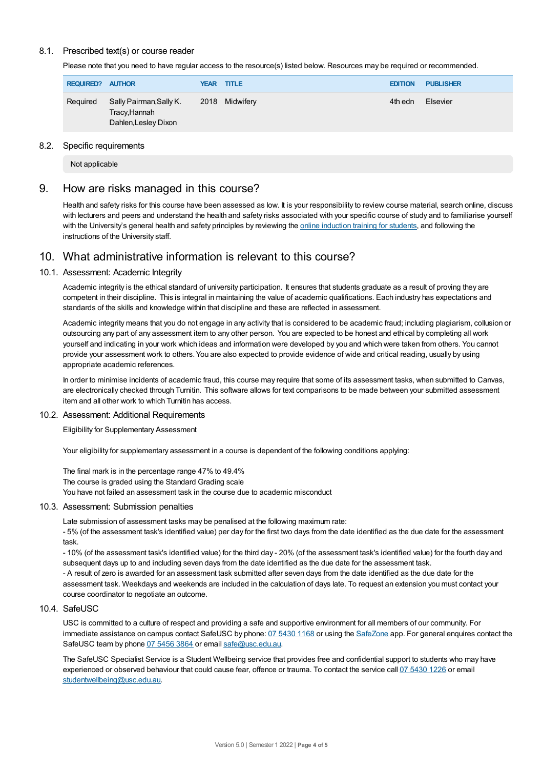### 8.1. Prescribed text(s) or course reader

Please note that you need to have regular access to the resource(s) listed below. Resources may be required or recommended.

| REQUIRED? | AUTHOR | YEAR | TITLE | EDITION | PUBLISHER |
|---|---|---|---|---|---|
| Required | Sally Pairman,Sally K. Tracy,Hannah Dahlen,Lesley Dixon | 2018 | Midwifery | 4th edn | Elsevier |

### 8.2. Specific requirements

Not applicable

## 9. How are risks managed in this course?

Health and safety risks for this course have been assessed as low. It is your responsibility to review course material, search online, discuss with lecturers and peers and understand the health and safety risks associated with your specific course of study and to familiarise yourself with the University's general health and safety principles by reviewing the [online induction training for students](), and following the instructions of the University staff.

## 10. What administrative information is relevant to this course?

### 10.1. Assessment: Academic Integrity

Academic integrity is the ethical standard of university participation. It ensures that students graduate as a result of proving they are competent in their discipline. This is integral in maintaining the value of academic qualifications. Each industry has expectations and standards of the skills and knowledge within that discipline and these are reflected in assessment.

Academic integrity means that you do not engage in any activity that is considered to be academic fraud; including plagiarism, collusion or outsourcing any part of any assessment item to any other person. You are expected to be honest and ethical by completing all work yourself and indicating in your work which ideas and information were developed by you and which were taken from others. You cannot provide your assessment work to others. You are also expected to provide evidence of wide and critical reading, usually by using appropriate academic references.

In order to minimise incidents of academic fraud, this course may require that some of its assessment tasks, when submitted to Canvas, are electronically checked through Turnitin. This software allows for text comparisons to be made between your submitted assessment item and all other work to which Turnitin has access.

### 10.2. Assessment: Additional Requirements

Eligibility for Supplementary Assessment

Your eligibility for supplementary assessment in a course is dependent of the following conditions applying:

The final mark is in the percentage range 47% to 49.4%
The course is graded using the Standard Grading scale
You have not failed an assessment task in the course due to academic misconduct

### 10.3. Assessment: Submission penalties

Late submission of assessment tasks may be penalised at the following maximum rate:
- 5% (of the assessment task's identified value) per day for the first two days from the date identified as the due date for the assessment task.
- 10% (of the assessment task's identified value) for the third day - 20% (of the assessment task's identified value) for the fourth day and subsequent days up to and including seven days from the date identified as the due date for the assessment task.
- A result of zero is awarded for an assessment task submitted after seven days from the date identified as the due date for the assessment task. Weekdays and weekends are included in the calculation of days late. To request an extension you must contact your course coordinator to negotiate an outcome.

### 10.4. SafeUSC

USC is committed to a culture of respect and providing a safe and supportive environment for all members of our community. For immediate assistance on campus contact SafeUSC by phone: 07 5430 1168 or using the SafeZone app. For general enquires contact the SafeUSC team by phone 07 5456 3864 or email safe@usc.edu.au.

The SafeUSC Specialist Service is a Student Wellbeing service that provides free and confidential support to students who may have experienced or observed behaviour that could cause fear, offence or trauma. To contact the service call 07 5430 1226 or email studentwellbeing@usc.edu.au.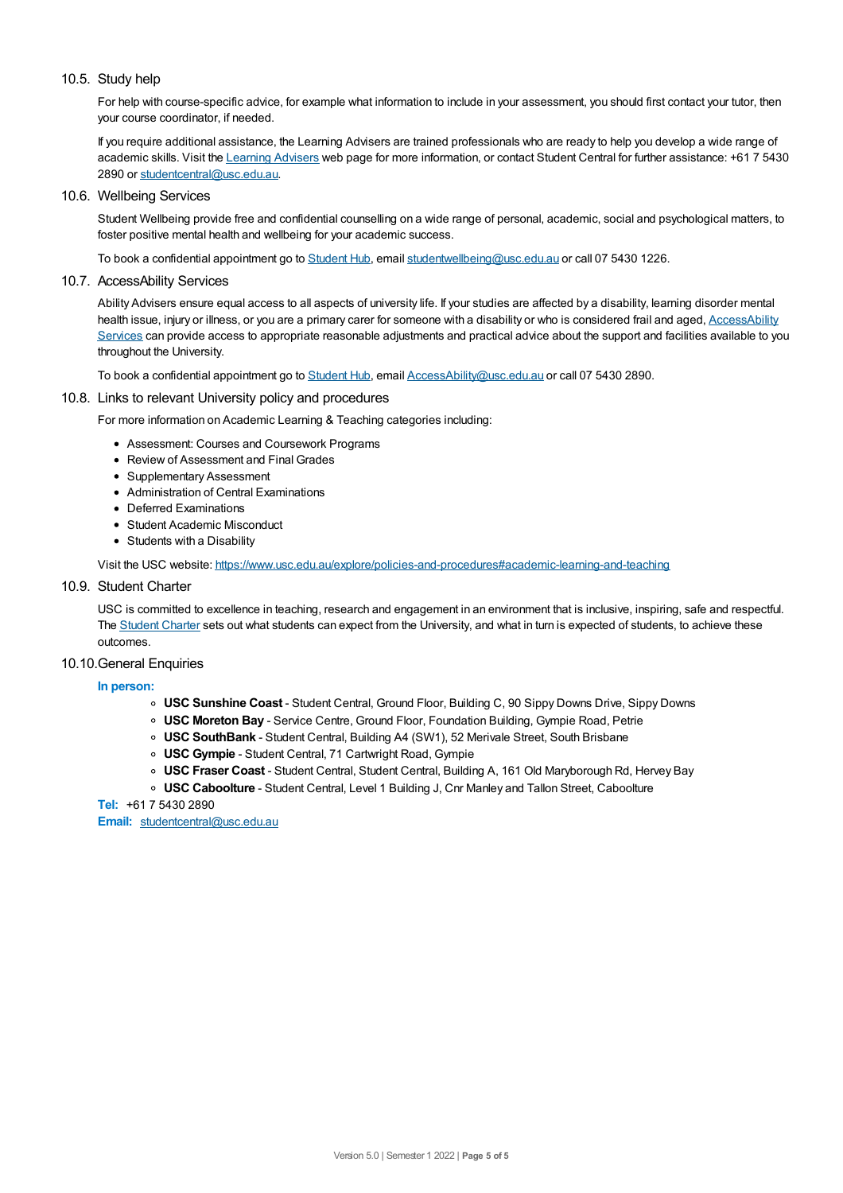### 10.5. Study help

For help with course-specific advice, for example what information to include in your assessment, you should first contact your tutor, then your course coordinator, if needed.

If you require additional assistance, the Learning Advisers are trained professionals who are ready to help you develop a wide range of academic skills. Visit the Learning Advisers web page for more information, or contact Student Central for further assistance: +61 7 5430 2890 or studentcentral@usc.edu.au.

### 10.6. Wellbeing Services

Student Wellbeing provide free and confidential counselling on a wide range of personal, academic, social and psychological matters, to foster positive mental health and wellbeing for your academic success.

To book a confidential appointment go to Student Hub, email studentwellbeing@usc.edu.au or call 07 5430 1226.

### 10.7. AccessAbility Services

Ability Advisers ensure equal access to all aspects of university life. If your studies are affected by a disability, learning disorder mental health issue, injury or illness, or you are a primary carer for someone with a disability or who is considered frail and aged, AccessAbility Services can provide access to appropriate reasonable adjustments and practical advice about the support and facilities available to you throughout the University.

To book a confidential appointment go to Student Hub, email AccessAbility@usc.edu.au or call 07 5430 2890.

### 10.8. Links to relevant University policy and procedures

For more information on Academic Learning & Teaching categories including:

- Assessment: Courses and Coursework Programs
- Review of Assessment and Final Grades
- Supplementary Assessment
- Administration of Central Examinations
- Deferred Examinations
- Student Academic Misconduct
- Students with a Disability

Visit the USC website: https://www.usc.edu.au/explore/policies-and-procedures#academic-learning-and-teaching

### 10.9. Student Charter

USC is committed to excellence in teaching, research and engagement in an environment that is inclusive, inspiring, safe and respectful. The Student Charter sets out what students can expect from the University, and what in turn is expected of students, to achieve these outcomes.

### 10.10. General Enquiries

**In person:**

- **USC Sunshine Coast** - Student Central, Ground Floor, Building C, 90 Sippy Downs Drive, Sippy Downs
- **USC Moreton Bay** - Service Centre, Ground Floor, Foundation Building, Gympie Road, Petrie
- **USC SouthBank** - Student Central, Building A4 (SW1), 52 Merivale Street, South Brisbane
- **USC Gympie** - Student Central, 71 Cartwright Road, Gympie
- **USC Fraser Coast** - Student Central, Student Central, Building A, 161 Old Maryborough Rd, Hervey Bay
- **USC Caboolture** - Student Central, Level 1 Building J, Cnr Manley and Tallon Street, Caboolture

**Tel:** +61 7 5430 2890

**Email:** studentcentral@usc.edu.au